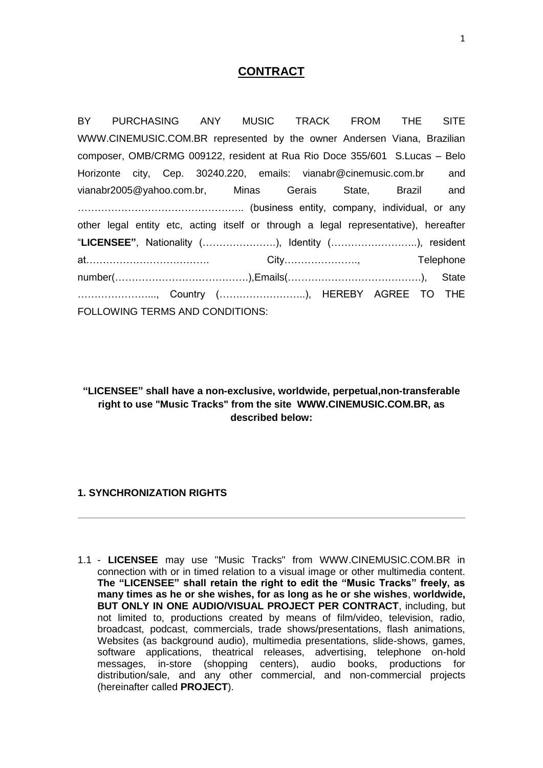# CONTRACT

BY PURCHASING ANY MUSIC TRACK FROM THE SITE WWW.CINEMUSIC.COM.BR represented by the owner Andersen Viana, Brazilian composer, OMB/CRMG 009122, resident at Rua Rio Doce 355/601 S.Lucas – Belo Horizonte city, Cep. 30240.220, emails: vianabr@cinemusic.com.br and vianabr2005@yahoo.com.br, Minas Gerais State, Brazil and ………………………………………….. (business entity, company, individual, or any other legal entity etc, acting itself or through a legal representative), hereafter "**LICENSEE"**, Nationality (………………….), Identity (……………………..), resident at………………………………. City…………………., Telephone number(………………………………….),Emails(………………………………….), State ………………….., Country (……………………..), HEREBY AGREE TO THE FOLLOWING TERMS AND CONDITIONS:

**"LICENSEE" shall have a non-exclusive, worldwide, perpetual,non-transferable right to use "Music Tracks" from the site WWW.CINEMUSIC.COM.BR, as described below:**

**1. SYNCHRONIZATION RIGHTS**

---

1.1 - **LICENSEE** may use "Music Tracks" from WWW.CINEMUSIC.COM.BR in connection with or in timed relation to a visual image or other multimedia content. **The "LICENSEE" shall retain the right to edit the "Music Tracks" freely, as many times as he or she wishes, for as long as he or she wishes**, **worldwide, BUT ONLY IN ONE AUDIO/VISUAL PROJECT PER CONTRACT**, including, but not limited to, productions created by means of film/video, television, radio, broadcast, podcast, commercials, trade shows/presentations, flash animations, Websites (as background audio), multimedia presentations, slide-shows, games, software applications, theatrical releases, advertising, telephone on-hold messages, in-store (shopping centers), audio books, productions for distribution/sale, and any other commercial, and non-commercial projects (hereinafter called **PROJECT**).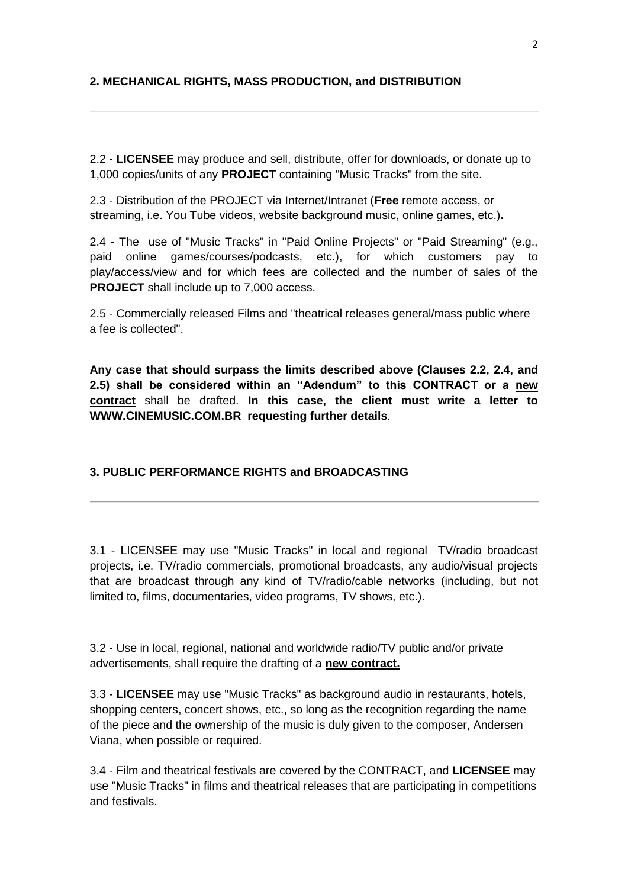## 2. MECHANICAL RIGHTS, MASS PRODUCTION, and DISTRIBUTION

---

2.2 - **LICENSEE** may produce and sell, distribute, offer for downloads, or donate up to 1,000 copies/units of any **PROJECT** containing "Music Tracks" from the site.

2.3 - Distribution of the PROJECT via Internet/Intranet (**Free** remote access, or streaming, i.e. You Tube videos, website background music, online games, etc.)**.**

2.4 - The use of "Music Tracks" in "Paid Online Projects" or "Paid Streaming" (e.g., paid online games/courses/podcasts, etc.), for which customers pay to play/access/view and for which fees are collected and the number of sales of the **PROJECT** shall include up to 7,000 access.

2.5 - Commercially released Films and "theatrical releases general/mass public where a fee is collected".

**Any case that should surpass the limits described above (Clauses 2.2, 2.4, and 2.5) shall be considered within an "Adendum" to this CONTRACT or a <u>new contract</u>** shall be drafted. **In this case, the client must write a letter to WWW.CINEMUSIC.COM.BR requesting further details**.

## 3. PUBLIC PERFORMANCE RIGHTS and BROADCASTING

---

3.1 - LICENSEE may use "Music Tracks" in local and regional TV/radio broadcast projects, i.e. TV/radio commercials, promotional broadcasts, any audio/visual projects that are broadcast through any kind of TV/radio/cable networks (including, but not limited to, films, documentaries, video programs, TV shows, etc.).

3.2 - Use in local, regional, national and worldwide radio/TV public and/or private advertisements, shall require the drafting of a **<u>new contract.</u>**

3.3 - **LICENSEE** may use "Music Tracks" as background audio in restaurants, hotels, shopping centers, concert shows, etc., so long as the recognition regarding the name of the piece and the ownership of the music is duly given to the composer, Andersen Viana, when possible or required.

3.4 - Film and theatrical festivals are covered by the CONTRACT, and **LICENSEE** may use "Music Tracks" in films and theatrical releases that are participating in competitions and festivals.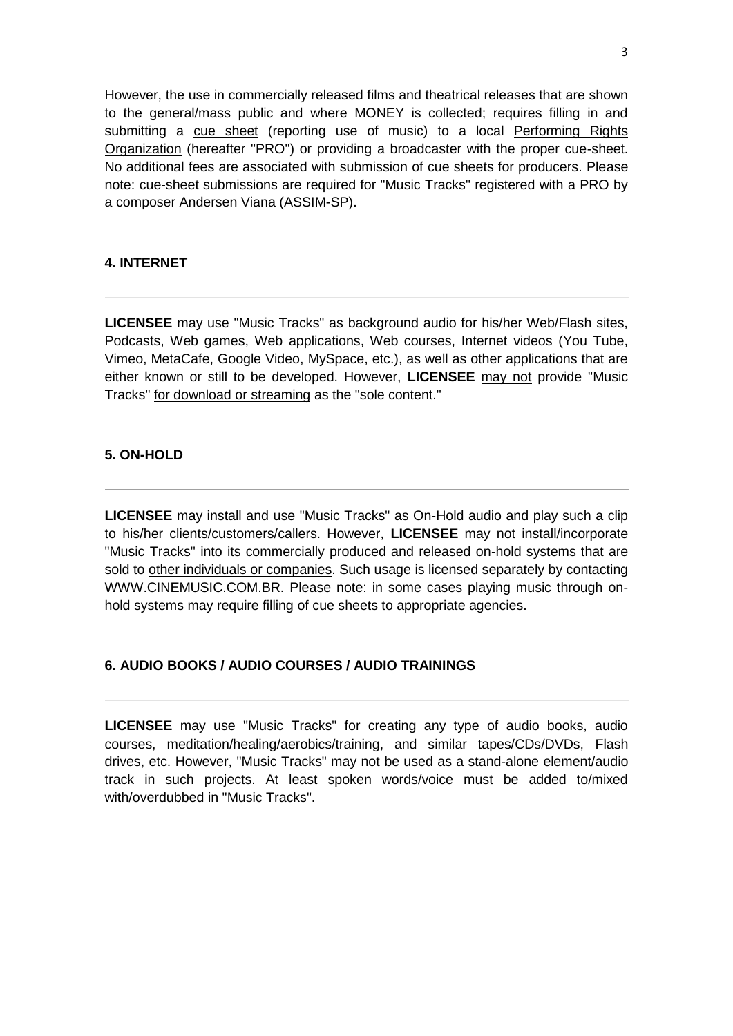However, the use in commercially released films and theatrical releases that are shown to the general/mass public and where MONEY is collected; requires filling in and submitting a cue sheet (reporting use of music) to a local Performing Rights Organization (hereafter "PRO") or providing a broadcaster with the proper cue-sheet. No additional fees are associated with submission of cue sheets for producers. Please note: cue-sheet submissions are required for "Music Tracks" registered with a PRO by a composer Andersen Viana (ASSIM-SP).

## 4. INTERNET

---

**LICENSEE** may use "Music Tracks" as background audio for his/her Web/Flash sites, Podcasts, Web games, Web applications, Web courses, Internet videos (You Tube, Vimeo, MetaCafe, Google Video, MySpace, etc.), as well as other applications that are either known or still to be developed. However, **LICENSEE** may not provide "Music Tracks" for download or streaming as the "sole content."

## 5. ON-HOLD

---

**LICENSEE** may install and use "Music Tracks" as On-Hold audio and play such a clip to his/her clients/customers/callers. However, **LICENSEE** may not install/incorporate "Music Tracks" into its commercially produced and released on-hold systems that are sold to other individuals or companies. Such usage is licensed separately by contacting WWW.CINEMUSIC.COM.BR. Please note: in some cases playing music through on-hold systems may require filling of cue sheets to appropriate agencies.

## 6. AUDIO BOOKS / AUDIO COURSES / AUDIO TRAININGS

---

**LICENSEE** may use "Music Tracks" for creating any type of audio books, audio courses, meditation/healing/aerobics/training, and similar tapes/CDs/DVDs, Flash drives, etc. However, "Music Tracks" may not be used as a stand-alone element/audio track in such projects. At least spoken words/voice must be added to/mixed with/overdubbed in "Music Tracks".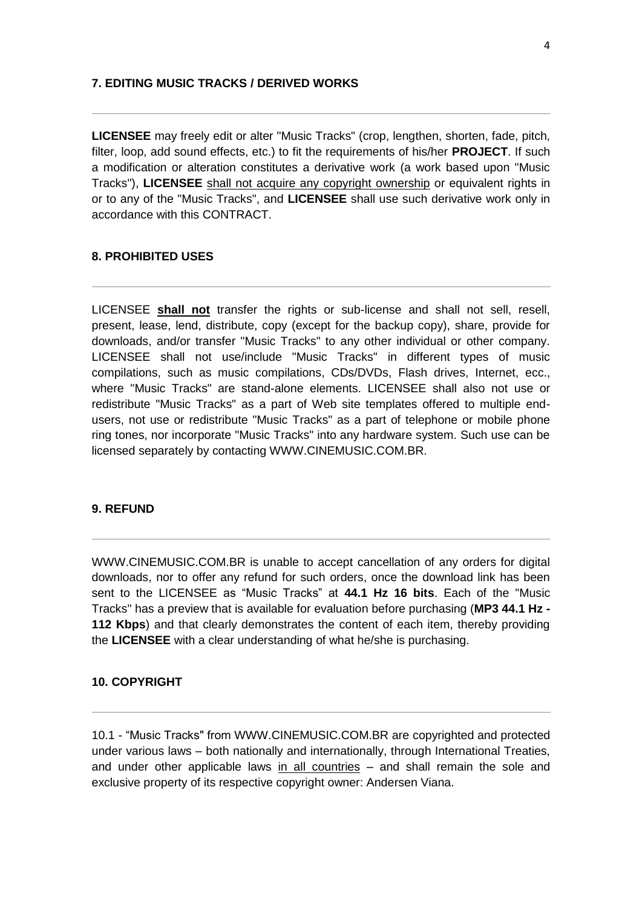## 7. EDITING MUSIC TRACKS / DERIVED WORKS

---

**LICENSEE** may freely edit or alter "Music Tracks" (crop, lengthen, shorten, fade, pitch, filter, loop, add sound effects, etc.) to fit the requirements of his/her **PROJECT**. If such a modification or alteration constitutes a derivative work (a work based upon "Music Tracks"), **LICENSEE** shall not acquire any copyright ownership or equivalent rights in or to any of the "Music Tracks", and **LICENSEE** shall use such derivative work only in accordance with this CONTRACT.

## 8. PROHIBITED USES

---

LICENSEE **shall not** transfer the rights or sub-license and shall not sell, resell, present, lease, lend, distribute, copy (except for the backup copy), share, provide for downloads, and/or transfer "Music Tracks" to any other individual or other company. LICENSEE shall not use/include "Music Tracks" in different types of music compilations, such as music compilations, CDs/DVDs, Flash drives, Internet, ecc., where "Music Tracks" are stand-alone elements. LICENSEE shall also not use or redistribute "Music Tracks" as a part of Web site templates offered to multiple end-users, not use or redistribute "Music Tracks" as a part of telephone or mobile phone ring tones, nor incorporate "Music Tracks" into any hardware system. Such use can be licensed separately by contacting WWW.CINEMUSIC.COM.BR.

## 9. REFUND

---

WWW.CINEMUSIC.COM.BR is unable to accept cancellation of any orders for digital downloads, nor to offer any refund for such orders, once the download link has been sent to the LICENSEE as "Music Tracks" at **44.1 Hz 16 bits**. Each of the "Music Tracks" has a preview that is available for evaluation before purchasing (**MP3 44.1 Hz - 112 Kbps**) and that clearly demonstrates the content of each item, thereby providing the **LICENSEE** with a clear understanding of what he/she is purchasing.

## 10. COPYRIGHT

---

10.1 - "Music Tracks" from WWW.CINEMUSIC.COM.BR are copyrighted and protected under various laws – both nationally and internationally, through International Treaties, and under other applicable laws in all countries – and shall remain the sole and exclusive property of its respective copyright owner: Andersen Viana.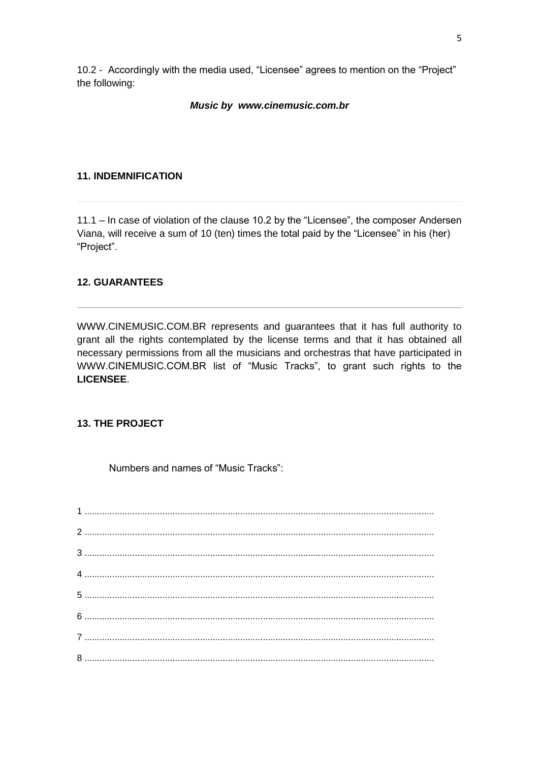10.2 - Accordingly with the media used, “Licensee” agrees to mention on the “Project” the following:

***Music by www.cinemusic.com.br***

## 11. INDEMNIFICATION

---

11.1 – In case of violation of the clause 10.2 by the “Licensee”, the composer Andersen Viana, will receive a sum of 10 (ten) times the total paid by the “Licensee” in his (her) “Project”.

## 12. GUARANTEES

---

WWW.CINEMUSIC.COM.BR represents and guarantees that it has full authority to grant all the rights contemplated by the license terms and that it has obtained all necessary permissions from all the musicians and orchestras that have participated in WWW.CINEMUSIC.COM.BR list of “Music Tracks”, to grant such rights to the **LICENSEE**.

## 13. THE PROJECT

Numbers and names of “Music Tracks”:

1 ..........................................................................................................................................

2 ..........................................................................................................................................

3 ..........................................................................................................................................

4 ..........................................................................................................................................

5 ..........................................................................................................................................

6 ..........................................................................................................................................

7 ..........................................................................................................................................

8 ..........................................................................................................................................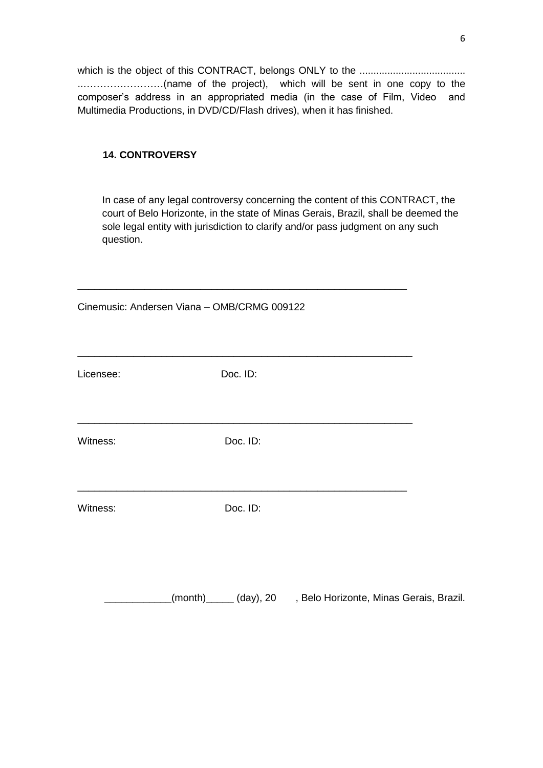which is the object of this CONTRACT, belongs ONLY to the ...................................... ..……………………(name of the project), which will be sent in one copy to the composer's address in an appropriated media (in the case of Film, Video and Multimedia Productions, in DVD/CD/Flash drives), when it has finished.

**14. CONTROVERSY**

In case of any legal controversy concerning the content of this CONTRACT, the court of Belo Horizonte, in the state of Minas Gerais, Brazil, shall be deemed the sole legal entity with jurisdiction to clarify and/or pass judgment on any such question.

______________________________________________________________

Cinemusic: Andersen Viana – OMB/CRMG 009122

______________________________________________________________

Licensee: Doc. ID:

______________________________________________________________

Witness: Doc. ID:

______________________________________________________________

Witness: Doc. ID:

____________(month)_____ (day), 20 , Belo Horizonte, Minas Gerais, Brazil.